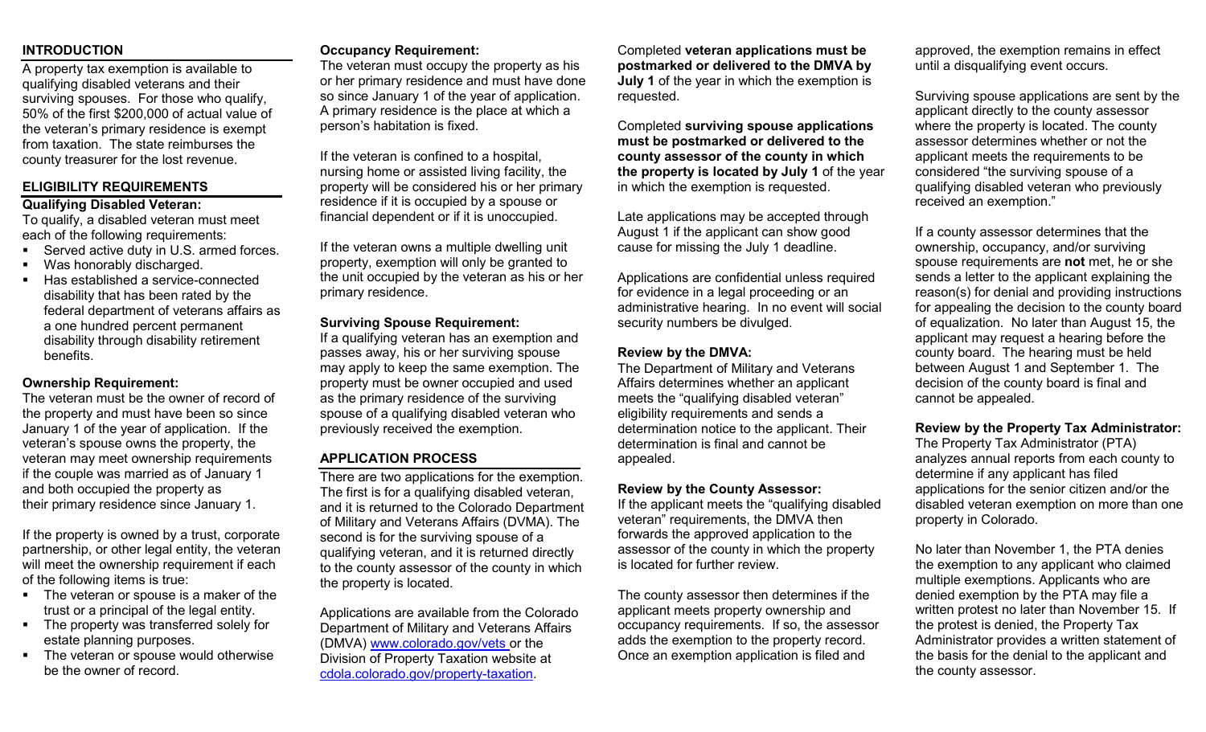## INTRODUCTION

A property tax exemption is available to qualifying disabled veterans and their surviving spouses. For those who qualify, 50% of the first $200,000 of actual value of the veteran's primary residence is exempt from taxation. The state reimburses the county treasurer for the lost revenue.

## ELIGIBILITY REQUIREMENTS

### Qualifying Disabled Veteran:

To qualify, a disabled veteran must meet each of the following requirements:

- Served active duty in U.S. armed forces.
- Was honorably discharged.
- Has established a service-connected disability that has been rated by the federal department of veterans affairs as a one hundred percent permanent disability through disability retirement benefits.

### Ownership Requirement:

The veteran must be the owner of record of the property and must have been so since January 1 of the year of application. If the veteran's spouse owns the property, the veteran may meet ownership requirements if the couple was married as of January 1 and both occupied the property as their primary residence since January 1.

If the property is owned by a trust, corporate partnership, or other legal entity, the veteran will meet the ownership requirement if each of the following items is true:

- The veteran or spouse is a maker of the trust or a principal of the legal entity.
- The property was transferred solely for estate planning purposes.
- The veteran or spouse would otherwise be the owner of record.

### Occupancy Requirement:

The veteran must occupy the property as his or her primary residence and must have done so since January 1 of the year of application. A primary residence is the place at which a person's habitation is fixed.

If the veteran is confined to a hospital, nursing home or assisted living facility, the property will be considered his or her primary residence if it is occupied by a spouse or financial dependent or if it is unoccupied.

If the veteran owns a multiple dwelling unit property, exemption will only be granted to the unit occupied by the veteran as his or her primary residence.

### Surviving Spouse Requirement:

If a qualifying veteran has an exemption and passes away, his or her surviving spouse may apply to keep the same exemption. The property must be owner occupied and used as the primary residence of the surviving spouse of a qualifying disabled veteran who previously received the exemption.

## APPLICATION PROCESS

There are two applications for the exemption. The first is for a qualifying disabled veteran, and it is returned to the Colorado Department of Military and Veterans Affairs (DVMA). The second is for the surviving spouse of a qualifying veteran, and it is returned directly to the county assessor of the county in which the property is located.

Applications are available from the Colorado Department of Military and Veterans Affairs (DMVA) www.colorado.gov/vets or the Division of Property Taxation website at cdola.colorado.gov/property-taxation.

Completed **veteran applications must be postmarked or delivered to the DMVA by July 1** of the year in which the exemption is requested.

Completed **surviving spouse applications must be postmarked or delivered to the county assessor of the county in which the property is located by July 1** of the year in which the exemption is requested.

Late applications may be accepted through August 1 if the applicant can show good cause for missing the July 1 deadline.

Applications are confidential unless required for evidence in a legal proceeding or an administrative hearing. In no event will social security numbers be divulged.

### Review by the DMVA:

The Department of Military and Veterans Affairs determines whether an applicant meets the "qualifying disabled veteran" eligibility requirements and sends a determination notice to the applicant. Their determination is final and cannot be appealed.

### Review by the County Assessor:

If the applicant meets the "qualifying disabled veteran" requirements, the DMVA then forwards the approved application to the assessor of the county in which the property is located for further review.

The county assessor then determines if the applicant meets property ownership and occupancy requirements. If so, the assessor adds the exemption to the property record. Once an exemption application is filed and approved, the exemption remains in effect until a disqualifying event occurs.

Surviving spouse applications are sent by the applicant directly to the county assessor where the property is located. The county assessor determines whether or not the applicant meets the requirements to be considered "the surviving spouse of a qualifying disabled veteran who previously received an exemption."

If a county assessor determines that the ownership, occupancy, and/or surviving spouse requirements are **not** met, he or she sends a letter to the applicant explaining the reason(s) for denial and providing instructions for appealing the decision to the county board of equalization. No later than August 15, the applicant may request a hearing before the county board. The hearing must be held between August 1 and September 1. The decision of the county board is final and cannot be appealed.

### Review by the Property Tax Administrator:

The Property Tax Administrator (PTA) analyzes annual reports from each county to determine if any applicant has filed applications for the senior citizen and/or the disabled veteran exemption on more than one property in Colorado.

No later than November 1, the PTA denies the exemption to any applicant who claimed multiple exemptions. Applicants who are denied exemption by the PTA may file a written protest no later than November 15. If the protest is denied, the Property Tax Administrator provides a written statement of the basis for the denial to the applicant and the county assessor.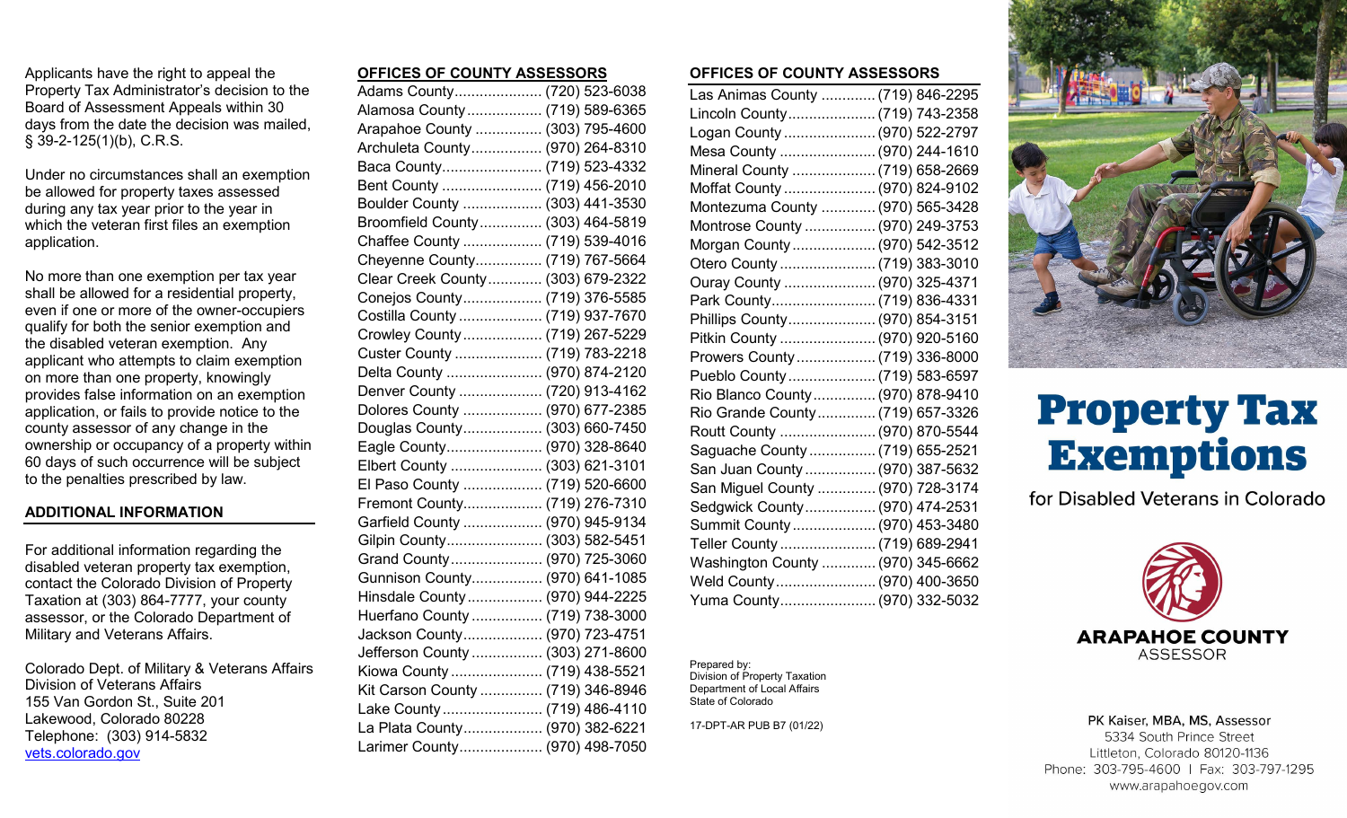Applicants have the right to appeal the Property Tax Administrator's decision to the Board of Assessment Appeals within 30 days from the date the decision was mailed, § 39-2-125(1)(b), C.R.S.

Under no circumstances shall an exemption be allowed for property taxes assessed during any tax year prior to the year in which the veteran first files an exemption application.

No more than one exemption per tax year shall be allowed for a residential property, even if one or more of the owner-occupiers qualify for both the senior exemption and the disabled veteran exemption. Any applicant who attempts to claim exemption on more than one property, knowingly provides false information on an exemption application, or fails to provide notice to the county assessor of any change in the ownership or occupancy of a property within 60 days of such occurrence will be subject to the penalties prescribed by law.

## ADDITIONAL INFORMATION

For additional information regarding the disabled veteran property tax exemption, contact the Colorado Division of Property Taxation at (303) 864-7777, your county assessor, or the Colorado Department of Military and Veterans Affairs.

Colorado Dept. of Military & Veterans Affairs
Division of Veterans Affairs
155 Van Gordon St., Suite 201
Lakewood, Colorado 80228
Telephone: (303) 914-5832
vets.colorado.gov

## OFFICES OF COUNTY ASSESSORS

| | |
|---|---|
| Adams County | (720) 523-6038 |
| Alamosa County | (719) 589-6365 |
| Arapahoe County | (303) 795-4600 |
| Archuleta County | (970) 264-8310 |
| Baca County | (719) 523-4332 |
| Bent County | (719) 456-2010 |
| Boulder County | (303) 441-3530 |
| Broomfield County | (303) 464-5819 |
| Chaffee County | (719) 539-4016 |
| Cheyenne County | (719) 767-5664 |
| Clear Creek County | (303) 679-2322 |
| Conejos County | (719) 376-5585 |
| Costilla County | (719) 937-7670 |
| Crowley County | (719) 267-5229 |
| Custer County | (719) 783-2218 |
| Delta County | (970) 874-2120 |
| Denver County | (720) 913-4162 |
| Dolores County | (970) 677-2385 |
| Douglas County | (303) 660-7450 |
| Eagle County | (970) 328-8640 |
| Elbert County | (303) 621-3101 |
| El Paso County | (719) 520-6600 |
| Fremont County | (719) 276-7310 |
| Garfield County | (970) 945-9134 |
| Gilpin County | (303) 582-5451 |
| Grand County | (970) 725-3060 |
| Gunnison County | (970) 641-1085 |
| Hinsdale County | (970) 944-2225 |
| Huerfano County | (719) 738-3000 |
| Jackson County | (970) 723-4751 |
| Jefferson County | (303) 271-8600 |
| Kiowa County | (719) 438-5521 |
| Kit Carson County | (719) 346-8946 |
| Lake County | (719) 486-4110 |
| La Plata County | (970) 382-6221 |
| Larimer County | (970) 498-7050 |
| Las Animas County | (719) 846-2295 |
| Lincoln County | (719) 743-2358 |
| Logan County | (970) 522-2797 |
| Mesa County | (970) 244-1610 |
| Mineral County | (719) 658-2669 |
| Moffat County | (970) 824-9102 |
| Montezuma County | (970) 565-3428 |
| Montrose County | (970) 249-3753 |
| Morgan County | (970) 542-3512 |
| Otero County | (719) 383-3010 |
| Ouray County | (970) 325-4371 |
| Park County | (719) 836-4331 |
| Phillips County | (970) 854-3151 |
| Pitkin County | (970) 920-5160 |
| Prowers County | (719) 336-8000 |
| Pueblo County | (719) 583-6597 |
| Rio Blanco County | (970) 878-9410 |
| Rio Grande County | (719) 657-3326 |
| Routt County | (970) 870-5544 |
| Saguache County | (719) 655-2521 |
| San Juan County | (970) 387-5632 |
| San Miguel County | (970) 728-3174 |
| Sedgwick County | (970) 474-2531 |
| Summit County | (970) 453-3480 |
| Teller County | (719) 689-2941 |
| Washington County | (970) 345-6662 |
| Weld County | (970) 400-3650 |
| Yuma County | (970) 332-5032 |

Prepared by:
Division of Property Taxation
Department of Local Affairs
State of Colorado

17-DPT-AR PUB B7 (01/22)

# Property Tax Exemptions

for Disabled Veterans in Colorado

ARAPAHOE COUNTY
ASSESSOR

PK Kaiser, MBA, MS, Assessor
5334 South Prince Street
Littleton, Colorado 80120-1136
Phone: 303-795-4600 | Fax: 303-797-1295
www.arapahoegov.com